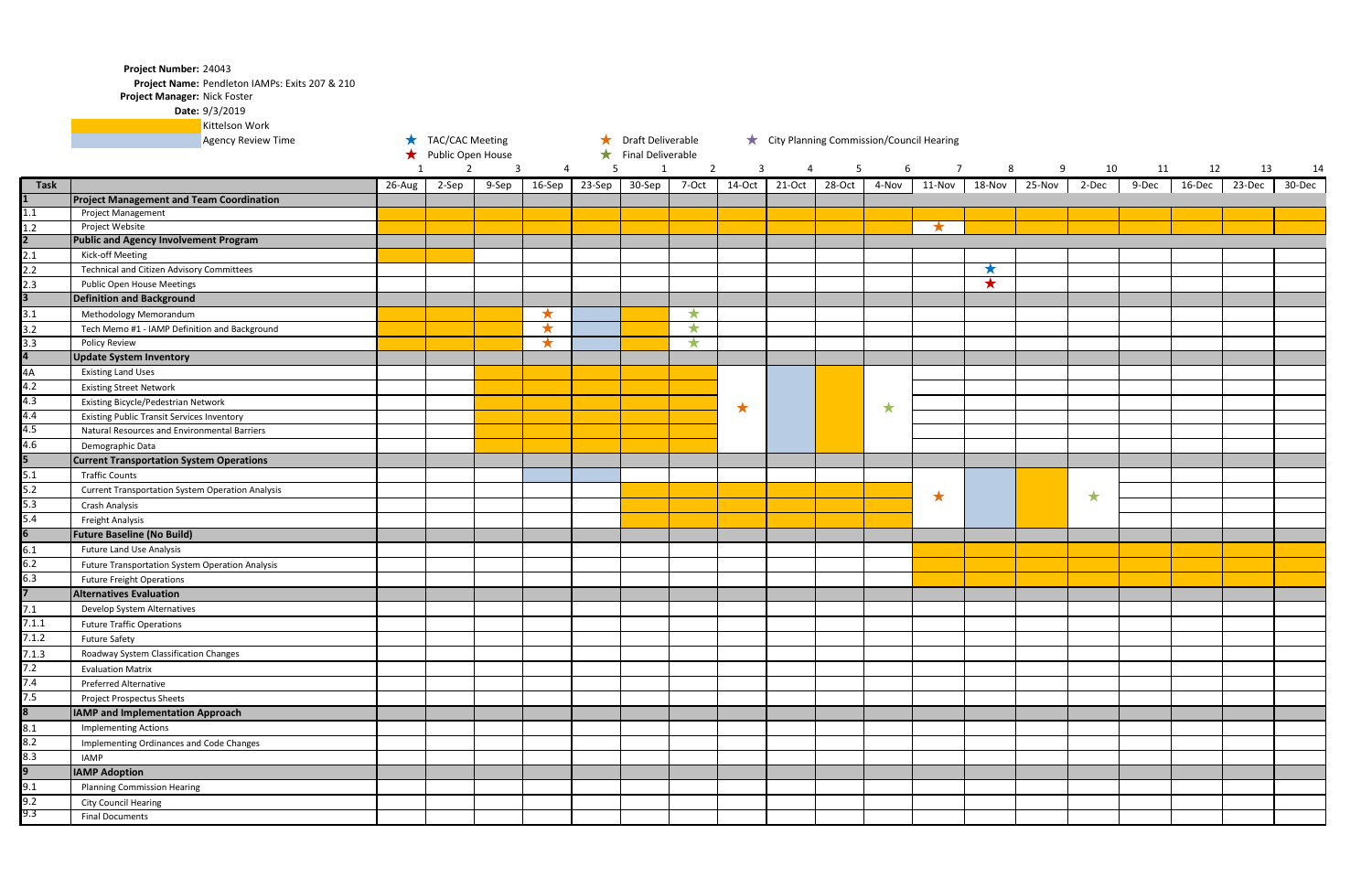**Project Number:** 24043

**Project Name:** Pendleton IAMPs: Exits 207 & 210

**Project Manager:** Nick Foster

**Date:** 9/3/2019

Legend:
- Kittelson Work (orange)
- Agency Review Time (blue)
- ★ TAC/CAC Meeting (blue star)
- ★ Public Open House (red star)
- ★ Draft Deliverable (orange star)
- ★ Final Deliverable (green star)
- ★ City Planning Commission/Council Hearing (purple star)

| Task | | 26-Aug | 2-Sep | 9-Sep | 16-Sep | 23-Sep | 30-Sep | 7-Oct | 14-Oct | 21-Oct | 28-Oct | 4-Nov | 11-Nov | 18-Nov | 25-Nov | 2-Dec | 9-Dec | 16-Dec | 23-Dec | 30-Dec |
|---|---|---|---|---|---|---|---|---|---|---|---|---|---|---|---|---|---|---|---|---|
| | | 1 | 2 | 3 | 4 | 5 | 1 | 2 | 3 | 4 | 5 | 6 | 7 | 8 | 9 | 10 | 11 | 12 | 13 | 14 |
| 1 | **Project Management and Team Coordination** | | | | | | | | | | | | | | | | | | | |
| 1.1 | Project Management | | | | | | | | | | | | | | | | | | | |
| 1.2 | Project Website | | | | | | | | | | | | ★ Draft | | | | | | | |
| 2 | **Public and Agency Involvement Program** | | | | | | | | | | | | | | | | | | | |
| 2.1 | Kick-off Meeting | | | | | | | | | | | | | | | | | | | |
| 2.2 | Technical and Citizen Advisory Committees | | | | | | | | | | | | | ★ TAC/CAC | | | | | | |
| 2.3 | Public Open House Meetings | | | | | | | | | | | | | ★ Open House | | | | | | |
| 3 | **Definition and Background** | | | | | | | | | | | | | | | | | | | |
| 3.1 | Methodology Memorandum | | | | ★ Draft | | | ★ Final | | | | | | | | | | | | |
| 3.2 | Tech Memo #1 - IAMP Definition and Background | | | | ★ Draft | | | ★ Final | | | | | | | | | | | | |
| 3.3 | Policy Review | | | | ★ Draft | | | ★ Final | | | | | | | | | | | | |
| 4 | **Update System Inventory** | | | | | | | | | | | | | | | | | | | |
| 4A | Existing Land Uses | | | | | | | | | | | | | | | | | | | |
| 4.2 | Existing Street Network | | | | | | | | | | | | | | | | | | | |
| 4.3 | Existing Bicycle/Pedestrian Network | | | | | | | | ★ Draft | | | ★ Final | | | | | | | | |
| 4.4 | Existing Public Transit Services Inventory | | | | | | | | | | | | | | | | | | | |
| 4.5 | Natural Resources and Environmental Barriers | | | | | | | | | | | | | | | | | | | |
| 4.6 | Demographic Data | | | | | | | | | | | | | | | | | | | |
| 5 | **Current Transportation System Operations** | | | | | | | | | | | | | | | | | | | |
| 5.1 | Traffic Counts | | | | | | | | | | | | | | | | | | | |
| 5.2 | Current Transportation System Operation Analysis | | | | | | | | | | | | ★ Draft | | | ★ Final | | | | |
| 5.3 | Crash Analysis | | | | | | | | | | | | | | | | | | | |
| 5.4 | Freight Analysis | | | | | | | | | | | | | | | | | | | |
| 6 | **Future Baseline (No Build)** | | | | | | | | | | | | | | | | | | | |
| 6.1 | Future Land Use Analysis | | | | | | | | | | | | | | | | | | | |
| 6.2 | Future Transportation System Operation Analysis | | | | | | | | | | | | | | | | | | | |
| 6.3 | Future Freight Operations | | | | | | | | | | | | | | | | | | | |
| 7 | **Alternatives Evaluation** | | | | | | | | | | | | | | | | | | | |
| 7.1 | Develop System Alternatives | | | | | | | | | | | | | | | | | | | |
| 7.1.1 | Future Traffic Operations | | | | | | | | | | | | | | | | | | | |
| 7.1.2 | Future Safety | | | | | | | | | | | | | | | | | | | |
| 7.1.3 | Roadway System Classification Changes | | | | | | | | | | | | | | | | | | | |
| 7.2 | Evaluation Matrix | | | | | | | | | | | | | | | | | | | |
| 7.4 | Preferred Alternative | | | | | | | | | | | | | | | | | | | |
| 7.5 | Project Prospectus Sheets | | | | | | | | | | | | | | | | | | | |
| 8 | **IAMP and Implementation Approach** | | | | | | | | | | | | | | | | | | | |
| 8.1 | Implementing Actions | | | | | | | | | | | | | | | | | | | |
| 8.2 | Implementing Ordinances and Code Changes | | | | | | | | | | | | | | | | | | | |
| 8.3 | IAMP | | | | | | | | | | | | | | | | | | | |
| 9 | **IAMP Adoption** | | | | | | | | | | | | | | | | | | | |
| 9.1 | Planning Commission Hearing | | | | | | | | | | | | | | | | | | | |
| 9.2 | City Council Hearing | | | | | | | | | | | | | | | | | | | |
| 9.3 | Final Documents | | | | | | | | | | | | | | | | | | | |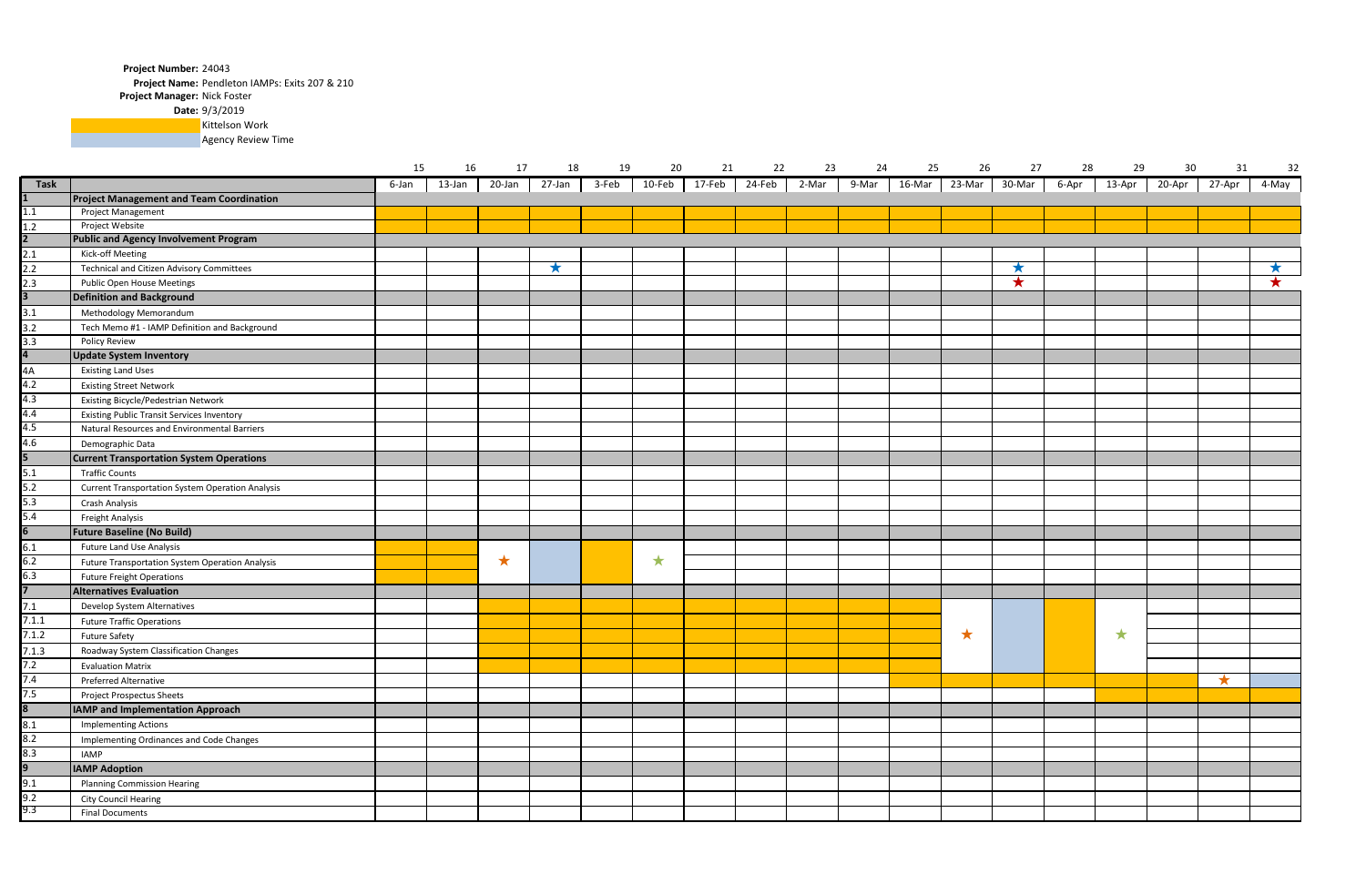**Project Number:** 24043
**Project Name:** Pendleton IAMPs: Exits 207 & 210
**Project Manager:** Nick Foster
**Date:** 9/3/2019

Kittelson Work
Agency Review Time

| | | 15 | 16 | 17 | 18 | 19 | 20 | 21 | 22 | 23 | 24 | 25 | 26 | 27 | 28 | 29 | 30 | 31 | 32 |
|---|---|---|---|---|---|---|---|---|---|---|---|---|---|---|---|---|---|---|---|
| **Task** | | 6-Jan | 13-Jan | 20-Jan | 27-Jan | 3-Feb | 10-Feb | 17-Feb | 24-Feb | 2-Mar | 9-Mar | 16-Mar | 23-Mar | 30-Mar | 6-Apr | 13-Apr | 20-Apr | 27-Apr | 4-May |
| **1** | **Project Management and Team Coordination** | | | | | | | | | | | | | | | | | | |
| 1.1 | Project Management | | | | | | | | | | | | | | | | | | |
| 1.2 | Project Website | | | | | | | | | | | | | | | | | | |
| **2** | **Public and Agency Involvement Program** | | | | | | | | | | | | | | | | | | |
| 2.1 | Kick-off Meeting | | | | | | | | | | | | | | | | | | |
| 2.2 | Technical and Citizen Advisory Committees | | | | ★ | | | | | | | | | ★ | | | | | ★ |
| 2.3 | Public Open House Meetings | | | | | | | | | | | | | ★ | | | | | ★ |
| **3** | **Definition and Background** | | | | | | | | | | | | | | | | | | |
| 3.1 | Methodology Memorandum | | | | | | | | | | | | | | | | | | |
| 3.2 | Tech Memo #1 - IAMP Definition and Background | | | | | | | | | | | | | | | | | | |
| 3.3 | Policy Review | | | | | | | | | | | | | | | | | | |
| **4** | **Update System Inventory** | | | | | | | | | | | | | | | | | | |
| 4A | Existing Land Uses | | | | | | | | | | | | | | | | | | |
| 4.2 | Existing Street Network | | | | | | | | | | | | | | | | | | |
| 4.3 | Existing Bicycle/Pedestrian Network | | | | | | | | | | | | | | | | | | |
| 4.4 | Existing Public Transit Services Inventory | | | | | | | | | | | | | | | | | | |
| 4.5 | Natural Resources and Environmental Barriers | | | | | | | | | | | | | | | | | | |
| 4.6 | Demographic Data | | | | | | | | | | | | | | | | | | |
| **5** | **Current Transportation System Operations** | | | | | | | | | | | | | | | | | | |
| 5.1 | Traffic Counts | | | | | | | | | | | | | | | | | | |
| 5.2 | Current Transportation System Operation Analysis | | | | | | | | | | | | | | | | | | |
| 5.3 | Crash Analysis | | | | | | | | | | | | | | | | | | |
| 5.4 | Freight Analysis | | | | | | | | | | | | | | | | | | |
| **6** | **Future Baseline (No Build)** | | | | | | | | | | | | | | | | | | |
| 6.1 | Future Land Use Analysis | | | | | | | | | | | | | | | | | | |
| 6.2 | Future Transportation System Operation Analysis | | | ★ | | | ★ | | | | | | | | | | | | |
| 6.3 | Future Freight Operations | | | | | | | | | | | | | | | | | | |
| **7** | **Alternatives Evaluation** | | | | | | | | | | | | | | | | | | |
| 7.1 | Develop System Alternatives | | | | | | | | | | | | | | | | | | |
| 7.1.1 | Future Traffic Operations | | | | | | | | | | | | | | | | | | |
| 7.1.2 | Future Safety | | | | | | | | | | | | ★ | | | ★ | | | |
| 7.1.3 | Roadway System Classification Changes | | | | | | | | | | | | | | | | | | |
| 7.2 | Evaluation Matrix | | | | | | | | | | | | | | | | | | |
| 7.4 | Preferred Alternative | | | | | | | | | | | | | | | | | ★ | |
| 7.5 | Project Prospectus Sheets | | | | | | | | | | | | | | | | | | |
| **8** | **IAMP and Implementation Approach** | | | | | | | | | | | | | | | | | | |
| 8.1 | Implementing Actions | | | | | | | | | | | | | | | | | | |
| 8.2 | Implementing Ordinances and Code Changes | | | | | | | | | | | | | | | | | | |
| 8.3 | IAMP | | | | | | | | | | | | | | | | | | |
| **9** | **IAMP Adoption** | | | | | | | | | | | | | | | | | | |
| 9.1 | Planning Commission Hearing | | | | | | | | | | | | | | | | | | |
| 9.2 | City Council Hearing | | | | | | | | | | | | | | | | | | |
| 9.3 | Final Documents | | | | | | | | | | | | | | | | | | |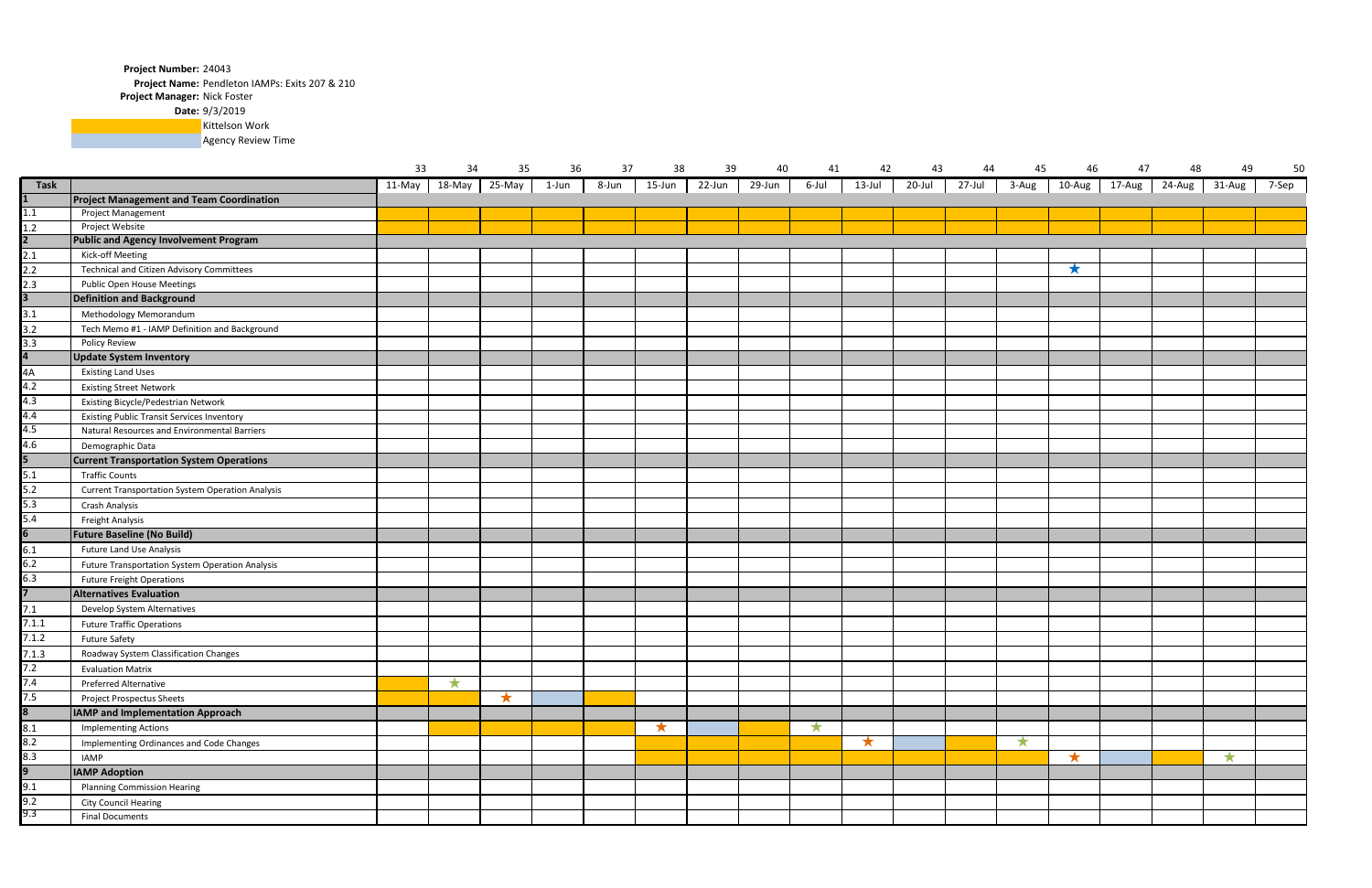**Project Number:** 24043
**Project Name:** Pendleton IAMPs: Exits 207 & 210
**Project Manager:** Nick Foster
**Date:** 9/3/2019

Legend:
- Kittelson Work (orange)
- Agency Review Time (blue)

| | | 33 | 34 | 35 | 36 | 37 | 38 | 39 | 40 | 41 | 42 | 43 | 44 | 45 | 46 | 47 | 48 | 49 | 50 |
|---|---|---|---|---|---|---|---|---|---|---|---|---|---|---|---|---|---|---|---|
| **Task** | | 11-May | 18-May | 25-May | 1-Jun | 8-Jun | 15-Jun | 22-Jun | 29-Jun | 6-Jul | 13-Jul | 20-Jul | 27-Jul | 3-Aug | 10-Aug | 17-Aug | 24-Aug | 31-Aug | 7-Sep |
| **1** | **Project Management and Team Coordination** | | | | | | | | | | | | | | | | | | |
| 1.1 | Project Management | | | | | | | | | | | | | | | | | | |
| 1.2 | Project Website | | | | | | | | | | | | | | | | | | |
| **2** | **Public and Agency Involvement Program** | | | | | | | | | | | | | | | | | | |
| 2.1 | Kick-off Meeting | | | | | | | | | | | | | | | | | | |
| 2.2 | Technical and Citizen Advisory Committees | | | | | | | | | | | | | | ★ | | | | |
| 2.3 | Public Open House Meetings | | | | | | | | | | | | | | | | | | |
| **3** | **Definition and Background** | | | | | | | | | | | | | | | | | | |
| 3.1 | Methodology Memorandum | | | | | | | | | | | | | | | | | | |
| 3.2 | Tech Memo #1 - IAMP Definition and Background | | | | | | | | | | | | | | | | | | |
| 3.3 | Policy Review | | | | | | | | | | | | | | | | | | |
| **4** | **Update System Inventory** | | | | | | | | | | | | | | | | | | |
| 4A | Existing Land Uses | | | | | | | | | | | | | | | | | | |
| 4.2 | Existing Street Network | | | | | | | | | | | | | | | | | | |
| 4.3 | Existing Bicycle/Pedestrian Network | | | | | | | | | | | | | | | | | | |
| 4.4 | Existing Public Transit Services Inventory | | | | | | | | | | | | | | | | | | |
| 4.5 | Natural Resources and Environmental Barriers | | | | | | | | | | | | | | | | | | |
| 4.6 | Demographic Data | | | | | | | | | | | | | | | | | | |
| **5** | **Current Transportation System Operations** | | | | | | | | | | | | | | | | | | |
| 5.1 | Traffic Counts | | | | | | | | | | | | | | | | | | |
| 5.2 | Current Transportation System Operation Analysis | | | | | | | | | | | | | | | | | | |
| 5.3 | Crash Analysis | | | | | | | | | | | | | | | | | | |
| 5.4 | Freight Analysis | | | | | | | | | | | | | | | | | | |
| **6** | **Future Baseline (No Build)** | | | | | | | | | | | | | | | | | | |
| 6.1 | Future Land Use Analysis | | | | | | | | | | | | | | | | | | |
| 6.2 | Future Transportation System Operation Analysis | | | | | | | | | | | | | | | | | | |
| 6.3 | Future Freight Operations | | | | | | | | | | | | | | | | | | |
| **7** | **Alternatives Evaluation** | | | | | | | | | | | | | | | | | | |
| 7.1 | Develop System Alternatives | | | | | | | | | | | | | | | | | | |
| 7.1.1 | Future Traffic Operations | | | | | | | | | | | | | | | | | | |
| 7.1.2 | Future Safety | | | | | | | | | | | | | | | | | | |
| 7.1.3 | Roadway System Classification Changes | | | | | | | | | | | | | | | | | | |
| 7.2 | Evaluation Matrix | | | | | | | | | | | | | | | | | | |
| 7.4 | Preferred Alternative | | ★ | | | | | | | | | | | | | | | | |
| 7.5 | Project Prospectus Sheets | | | ★ | | | | | | | | | | | | | | | |
| **8** | **IAMP and Implementation Approach** | | | | | | | | | | | | | | | | | | |
| 8.1 | Implementing Actions | | | | | | ★ | | | ★ | | | | | | | | | |
| 8.2 | Implementing Ordinances and Code Changes | | | | | | | | | | ★ | | | ★ | | | | | |
| 8.3 | IAMP | | | | | | | | | | | | | | ★ | | | ★ | |
| **9** | **IAMP Adoption** | | | | | | | | | | | | | | | | | | |
| 9.1 | Planning Commission Hearing | | | | | | | | | | | | | | | | | | |
| 9.2 | City Council Hearing | | | | | | | | | | | | | | | | | | |
| 9.3 | Final Documents | | | | | | | | | | | | | | | | | | |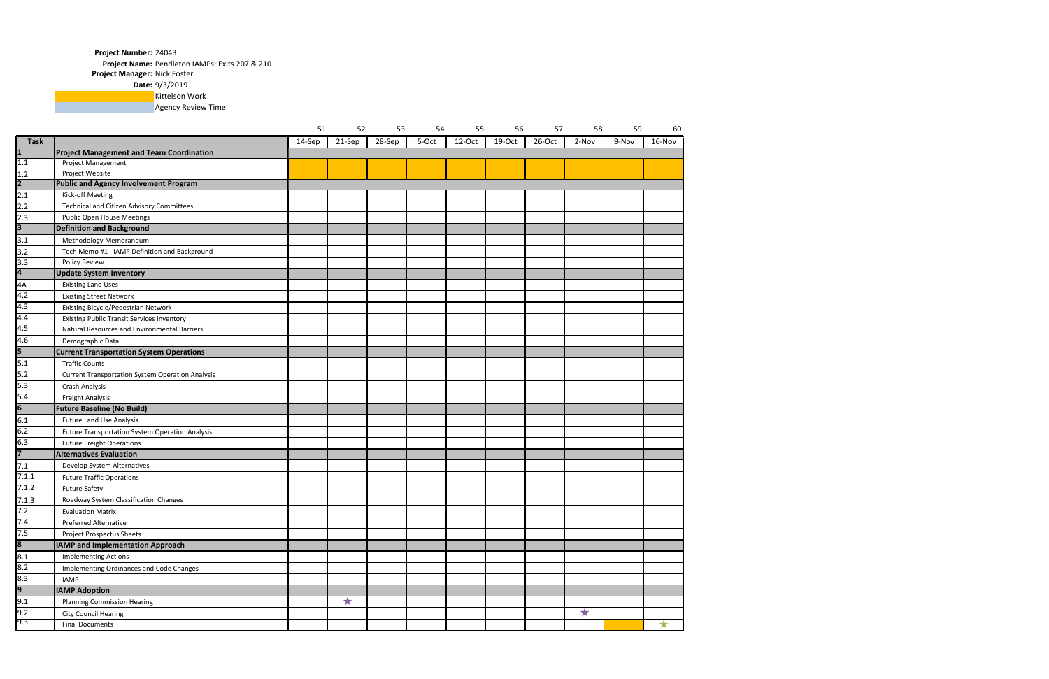**Project Number:** 24043

**Project Name:** Pendleton IAMPs: Exits 207 & 210

**Project Manager:** Nick Foster

**Date:** 9/3/2019

Kittelson Work

Agency Review Time

| Task | | 14-Sep | 21-Sep | 28-Sep | 5-Oct | 12-Oct | 19-Oct | 26-Oct | 2-Nov | 9-Nov | 16-Nov |
|---|---|---|---|---|---|---|---|---|---|---|---|
| | | 51 | 52 | 53 | 54 | 55 | 56 | 57 | 58 | 59 | 60 |
| 1 | **Project Management and Team Coordination** | | | | | | | | | | |
| 1.1 | Project Management | | | | | | | | | | |
| 1.2 | Project Website | | | | | | | | | | |
| 2 | **Public and Agency Involvement Program** | | | | | | | | | | |
| 2.1 | Kick-off Meeting | | | | | | | | | | |
| 2.2 | Technical and Citizen Advisory Committees | | | | | | | | | | |
| 2.3 | Public Open House Meetings | | | | | | | | | | |
| 3 | **Definition and Background** | | | | | | | | | | |
| 3.1 | Methodology Memorandum | | | | | | | | | | |
| 3.2 | Tech Memo #1 - IAMP Definition and Background | | | | | | | | | | |
| 3.3 | Policy Review | | | | | | | | | | |
| 4 | **Update System Inventory** | | | | | | | | | | |
| 4A | Existing Land Uses | | | | | | | | | | |
| 4.2 | Existing Street Network | | | | | | | | | | |
| 4.3 | Existing Bicycle/Pedestrian Network | | | | | | | | | | |
| 4.4 | Existing Public Transit Services Inventory | | | | | | | | | | |
| 4.5 | Natural Resources and Environmental Barriers | | | | | | | | | | |
| 4.6 | Demographic Data | | | | | | | | | | |
| 5 | **Current Transportation System Operations** | | | | | | | | | | |
| 5.1 | Traffic Counts | | | | | | | | | | |
| 5.2 | Current Transportation System Operation Analysis | | | | | | | | | | |
| 5.3 | Crash Analysis | | | | | | | | | | |
| 5.4 | Freight Analysis | | | | | | | | | | |
| 6 | **Future Baseline (No Build)** | | | | | | | | | | |
| 6.1 | Future Land Use Analysis | | | | | | | | | | |
| 6.2 | Future Transportation System Operation Analysis | | | | | | | | | | |
| 6.3 | Future Freight Operations | | | | | | | | | | |
| 7 | **Alternatives Evaluation** | | | | | | | | | | |
| 7.1 | Develop System Alternatives | | | | | | | | | | |
| 7.1.1 | Future Traffic Operations | | | | | | | | | | |
| 7.1.2 | Future Safety | | | | | | | | | | |
| 7.1.3 | Roadway System Classification Changes | | | | | | | | | | |
| 7.2 | Evaluation Matrix | | | | | | | | | | |
| 7.4 | Preferred Alternative | | | | | | | | | | |
| 7.5 | Project Prospectus Sheets | | | | | | | | | | |
| 8 | **IAMP and Implementation Approach** | | | | | | | | | | |
| 8.1 | Implementing Actions | | | | | | | | | | |
| 8.2 | Implementing Ordinances and Code Changes | | | | | | | | | | |
| 8.3 | IAMP | | | | | | | | | | |
| 9 | **IAMP Adoption** | | | | | | | | | | |
| 9.1 | Planning Commission Hearing | | ★ | | | | | | | | |
| 9.2 | City Council Hearing | | | | | | | | ★ | | |
| 9.3 | Final Documents | | | | | | | | | | ★ |